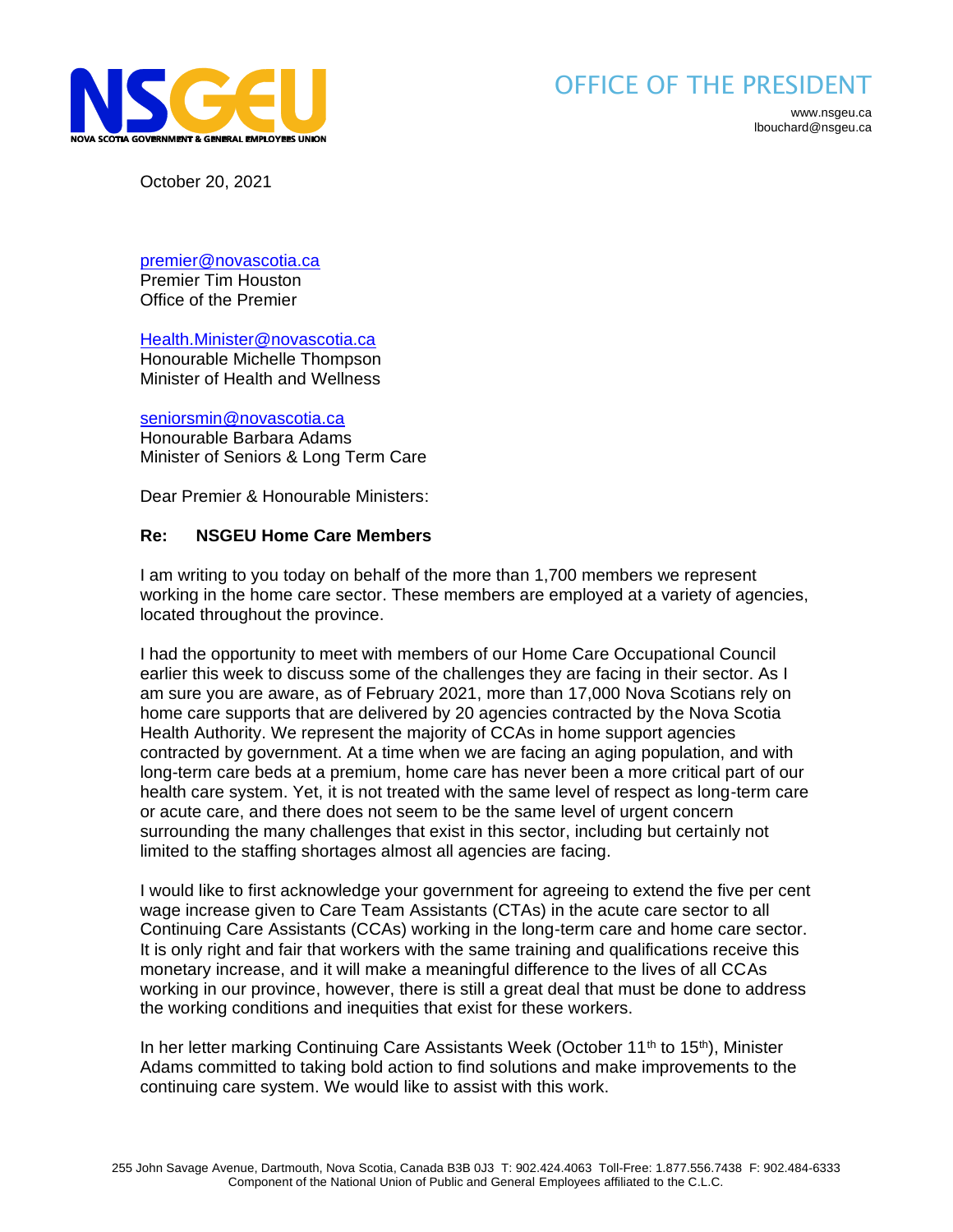NSGEU

NOVA SCOTIA GOVERNMENT & GENERAL EMPLOYEES UNION

OFFICE OF THE PRESIDENT

www.nsgeu.ca
lbouchard@nsgeu.ca

October 20, 2021

premier@novascotia.ca
Premier Tim Houston
Office of the Premier

Health.Minister@novascotia.ca
Honourable Michelle Thompson
Minister of Health and Wellness

seniorsmin@novascotia.ca
Honourable Barbara Adams
Minister of Seniors & Long Term Care

Dear Premier & Honourable Ministers:

**Re: NSGEU Home Care Members**

I am writing to you today on behalf of the more than 1,700 members we represent working in the home care sector. These members are employed at a variety of agencies, located throughout the province.

I had the opportunity to meet with members of our Home Care Occupational Council earlier this week to discuss some of the challenges they are facing in their sector. As I am sure you are aware, as of February 2021, more than 17,000 Nova Scotians rely on home care supports that are delivered by 20 agencies contracted by the Nova Scotia Health Authority. We represent the majority of CCAs in home support agencies contracted by government. At a time when we are facing an aging population, and with long-term care beds at a premium, home care has never been a more critical part of our health care system. Yet, it is not treated with the same level of respect as long-term care or acute care, and there does not seem to be the same level of urgent concern surrounding the many challenges that exist in this sector, including but certainly not limited to the staffing shortages almost all agencies are facing.

I would like to first acknowledge your government for agreeing to extend the five per cent wage increase given to Care Team Assistants (CTAs) in the acute care sector to all Continuing Care Assistants (CCAs) working in the long-term care and home care sector. It is only right and fair that workers with the same training and qualifications receive this monetary increase, and it will make a meaningful difference to the lives of all CCAs working in our province, however, there is still a great deal that must be done to address the working conditions and inequities that exist for these workers.

In her letter marking Continuing Care Assistants Week (October 11th to 15th), Minister Adams committed to taking bold action to find solutions and make improvements to the continuing care system. We would like to assist with this work.

255 John Savage Avenue, Dartmouth, Nova Scotia, Canada B3B 0J3 T: 902.424.4063 Toll-Free: 1.877.556.7438 F: 902.484-6333
Component of the National Union of Public and General Employees affiliated to the C.L.C.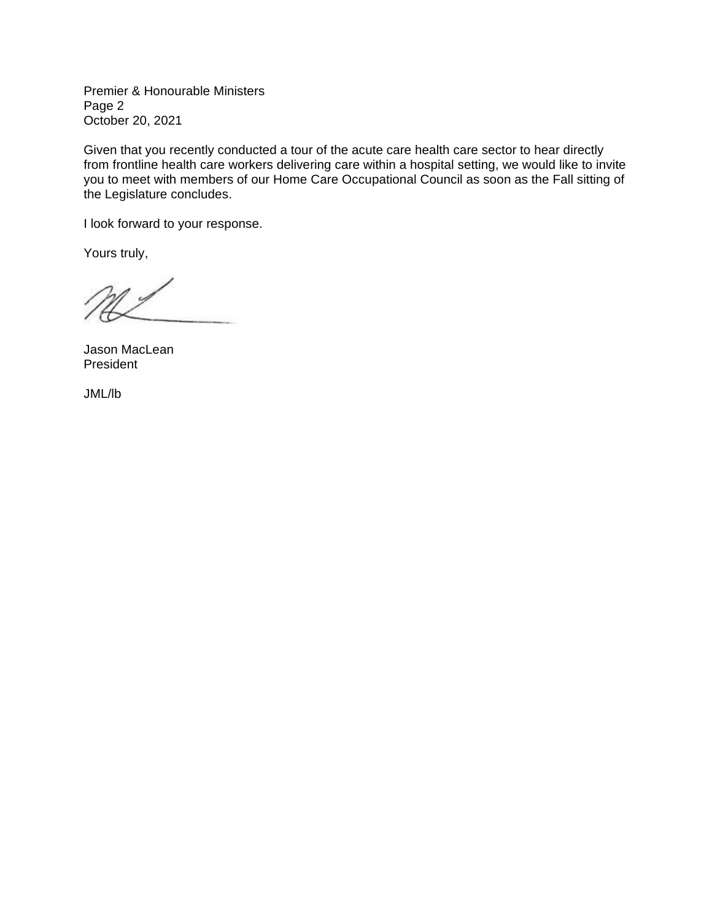Premier & Honourable Ministers
Page 2
October 20, 2021

Given that you recently conducted a tour of the acute care health care sector to hear directly from frontline health care workers delivering care within a hospital setting, we would like to invite you to meet with members of our Home Care Occupational Council as soon as the Fall sitting of the Legislature concludes.

I look forward to your response.

Yours truly,

Jason MacLean
President

JML/lb